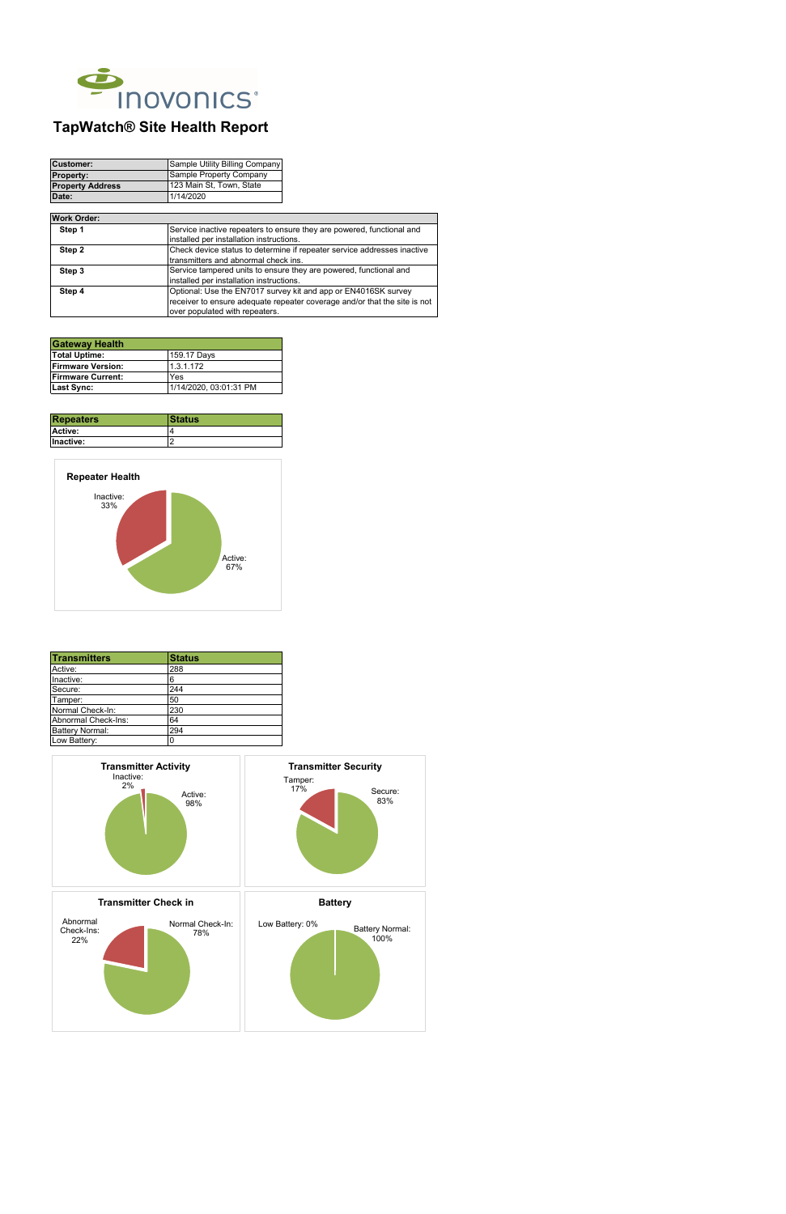inovonics®

# TapWatch® Site Health Report

| Customer: | Sample Utility Billing Company |
|---|---|
| Property: | Sample Property Company |
| Property Address | 123 Main St, Town, State |
| Date: | 1/14/2020 |

| Work Order: | |
|---|---|
| Step 1 | Service inactive repeaters to ensure they are powered, functional and installed per installation instructions. |
| Step 2 | Check device status to determine if repeater service addresses inactive transmitters and abnormal check ins. |
| Step 3 | Service tampered units to ensure they are powered, functional and installed per installation instructions. |
| Step 4 | Optional: Use the EN7017 survey kit and app or EN4016SK survey receiver to ensure adequate repeater coverage and/or that the site is not over populated with repeaters. |

| Gateway Health | |
|---|---|
| Total Uptime: | 159.17 Days |
| Firmware Version: | 1.3.1.172 |
| Firmware Current: | Yes |
| Last Sync: | 1/14/2020, 03:01:31 PM |

| Repeaters | Status |
|---|---|
| Active: | 4 |
| Inactive: | 2 |

**Repeater Health**

Inactive: 33%

Active: 67%

| Transmitters | Status |
|---|---|
| Active: | 288 |
| Inactive: | 6 |
| Secure: | 244 |
| Tamper: | 50 |
| Normal Check-In: | 230 |
| Abnormal Check-Ins: | 64 |
| Battery Normal: | 294 |
| Low Battery: | 0 |

**Transmitter Activity**

Inactive: 2%

Active: 98%

**Transmitter Security**

Tamper: 17%

Secure: 83%

**Transmitter Check in**

Abnormal Check-Ins: 22%

Normal Check-In: 78%

**Battery**

Low Battery: 0%

Battery Normal: 100%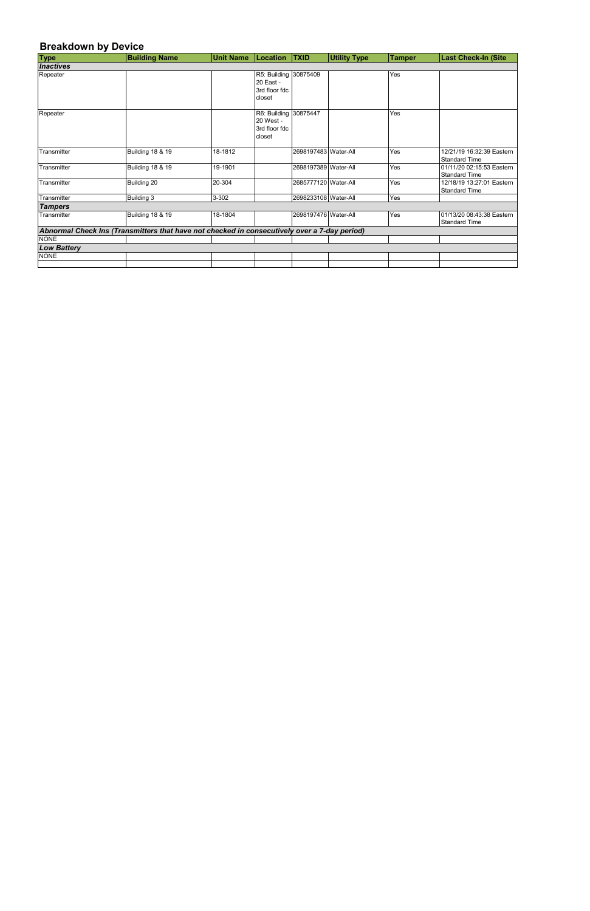## Breakdown by Device

| Type | Building Name | Unit Name | Location | TXID | Utility Type | Tamper | Last Check-In (Site |
|---|---|---|---|---|---|---|---|
| ***Inactives*** | | | | | | | |
| Repeater | | | R5: Building 20 East - 3rd floor fdc closet | 30875409 | | Yes | |
| Repeater | | | R6: Building 20 West - 3rd floor fdc closet | 30875447 | | Yes | |
| Transmitter | Building 18 & 19 | 18-1812 | | 2698197483 | Water-All | Yes | 12/21/19 16:32:39 Eastern Standard Time |
| Transmitter | Building 18 & 19 | 19-1901 | | 2698197389 | Water-All | Yes | 01/11/20 02:15:53 Eastern Standard Time |
| Transmitter | Building 20 | 20-304 | | 2685777120 | Water-All | Yes | 12/18/19 13:27:01 Eastern Standard Time |
| Transmitter | Building 3 | 3-302 | | 2698233108 | Water-All | Yes | |
| ***Tampers*** | | | | | | | |
| Transmitter | Building 18 & 19 | 18-1804 | | 2698197476 | Water-All | Yes | 01/13/20 08:43:38 Eastern Standard Time |
| ***Abnormal Check Ins (Transmitters that have not checked in consecutively over a 7-day period)*** | | | | | | | |
| NONE | | | | | | | |
| ***Low Battery*** | | | | | | | |
| NONE | | | | | | | |